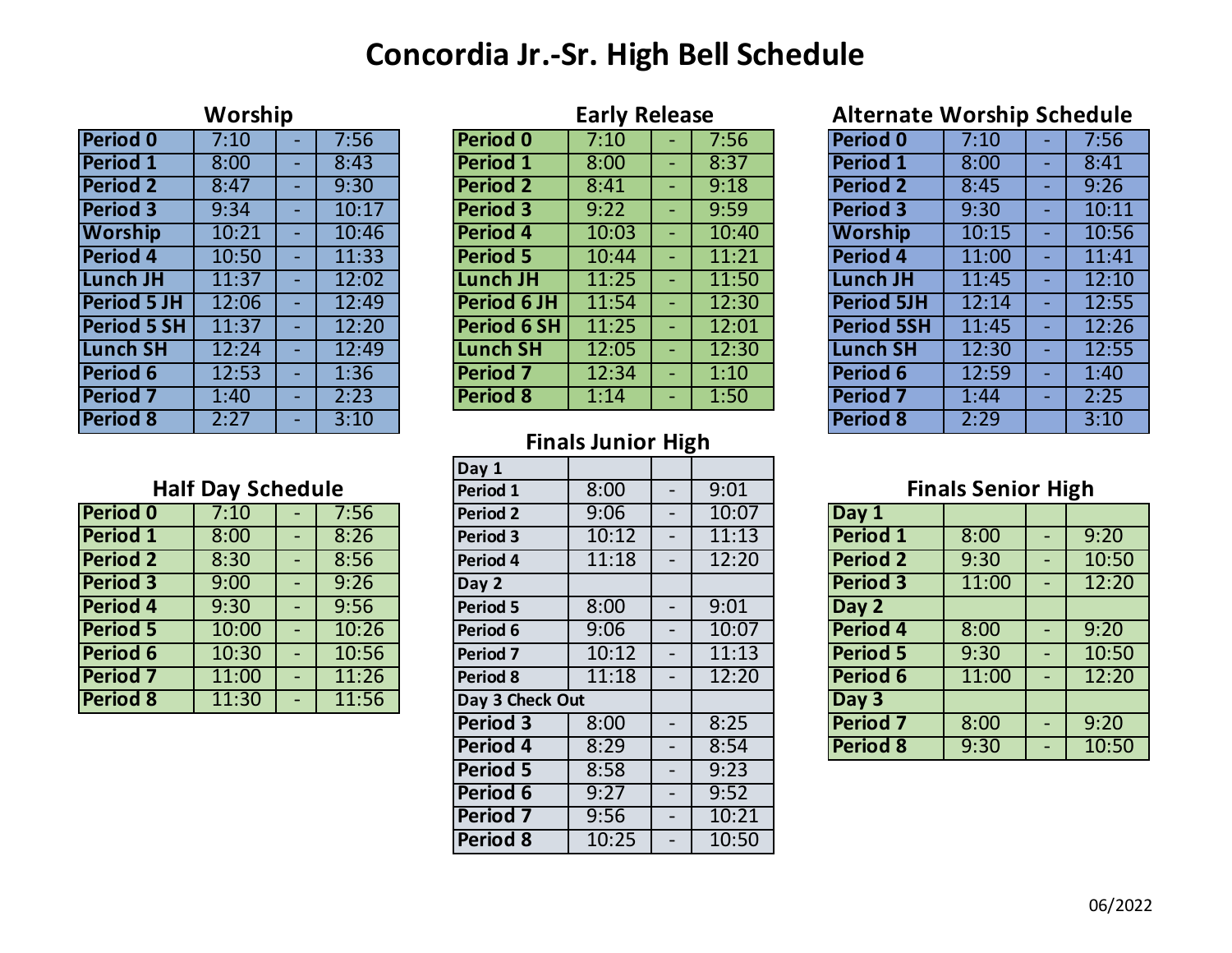# Concordia Jr.-Sr. High Bell Schedule

## Worship

| Period | Start | | End |
|---|---|---|---|
| Period 0 | 7:10 | - | 7:56 |
| Period 1 | 8:00 | - | 8:43 |
| Period 2 | 8:47 | - | 9:30 |
| Period 3 | 9:34 | - | 10:17 |
| Worship | 10:21 | - | 10:46 |
| Period 4 | 10:50 | - | 11:33 |
| Lunch JH | 11:37 | - | 12:02 |
| Period 5 JH | 12:06 | - | 12:49 |
| Period 5 SH | 11:37 | - | 12:20 |
| Lunch SH | 12:24 | - | 12:49 |
| Period 6 | 12:53 | - | 1:36 |
| Period 7 | 1:40 | - | 2:23 |
| Period 8 | 2:27 | - | 3:10 |

## Early Release

| Period | Start | | End |
|---|---|---|---|
| Period 0 | 7:10 | - | 7:56 |
| Period 1 | 8:00 | - | 8:37 |
| Period 2 | 8:41 | - | 9:18 |
| Period 3 | 9:22 | - | 9:59 |
| Period 4 | 10:03 | - | 10:40 |
| Period 5 | 10:44 | - | 11:21 |
| Lunch JH | 11:25 | - | 11:50 |
| Period 6 JH | 11:54 | - | 12:30 |
| Period 6 SH | 11:25 | - | 12:01 |
| Lunch SH | 12:05 | - | 12:30 |
| Period 7 | 12:34 | - | 1:10 |
| Period 8 | 1:14 | - | 1:50 |

## Alternate Worship Schedule

| Period | Start | | End |
|---|---|---|---|
| Period 0 | 7:10 | - | 7:56 |
| Period 1 | 8:00 | - | 8:41 |
| Period 2 | 8:45 | - | 9:26 |
| Period 3 | 9:30 | - | 10:11 |
| Worship | 10:15 | - | 10:56 |
| Period 4 | 11:00 | - | 11:41 |
| Lunch JH | 11:45 | - | 12:10 |
| Period 5JH | 12:14 | - | 12:55 |
| Period 5SH | 11:45 | - | 12:26 |
| Lunch SH | 12:30 | - | 12:55 |
| Period 6 | 12:59 | - | 1:40 |
| Period 7 | 1:44 | - | 2:25 |
| Period 8 | 2:29 | | 3:10 |

## Half Day Schedule

| Period | Start | | End |
|---|---|---|---|
| Period 0 | 7:10 | - | 7:56 |
| Period 1 | 8:00 | - | 8:26 |
| Period 2 | 8:30 | - | 8:56 |
| Period 3 | 9:00 | - | 9:26 |
| Period 4 | 9:30 | - | 9:56 |
| Period 5 | 10:00 | - | 10:26 |
| Period 6 | 10:30 | - | 10:56 |
| Period 7 | 11:00 | - | 11:26 |
| Period 8 | 11:30 | - | 11:56 |

## Finals Junior High

| Period | Start | | End |
|---|---|---|---|
| Day 1 | | | |
| Period 1 | 8:00 | - | 9:01 |
| Period 2 | 9:06 | - | 10:07 |
| Period 3 | 10:12 | - | 11:13 |
| Period 4 | 11:18 | - | 12:20 |
| Day 2 | | | |
| Period 5 | 8:00 | - | 9:01 |
| Period 6 | 9:06 | - | 10:07 |
| Period 7 | 10:12 | - | 11:13 |
| Period 8 | 11:18 | - | 12:20 |
| Day 3 Check Out | | | |
| Period 3 | 8:00 | - | 8:25 |
| Period 4 | 8:29 | - | 8:54 |
| Period 5 | 8:58 | - | 9:23 |
| Period 6 | 9:27 | - | 9:52 |
| Period 7 | 9:56 | - | 10:21 |
| Period 8 | 10:25 | - | 10:50 |

## Finals Senior High

| Period | Start | | End |
|---|---|---|---|
| Day 1 | | | |
| Period 1 | 8:00 | - | 9:20 |
| Period 2 | 9:30 | - | 10:50 |
| Period 3 | 11:00 | - | 12:20 |
| Day 2 | | | |
| Period 4 | 8:00 | - | 9:20 |
| Period 5 | 9:30 | - | 10:50 |
| Period 6 | 11:00 | - | 12:20 |
| Day 3 | | | |
| Period 7 | 8:00 | - | 9:20 |
| Period 8 | 9:30 | - | 10:50 |

06/2022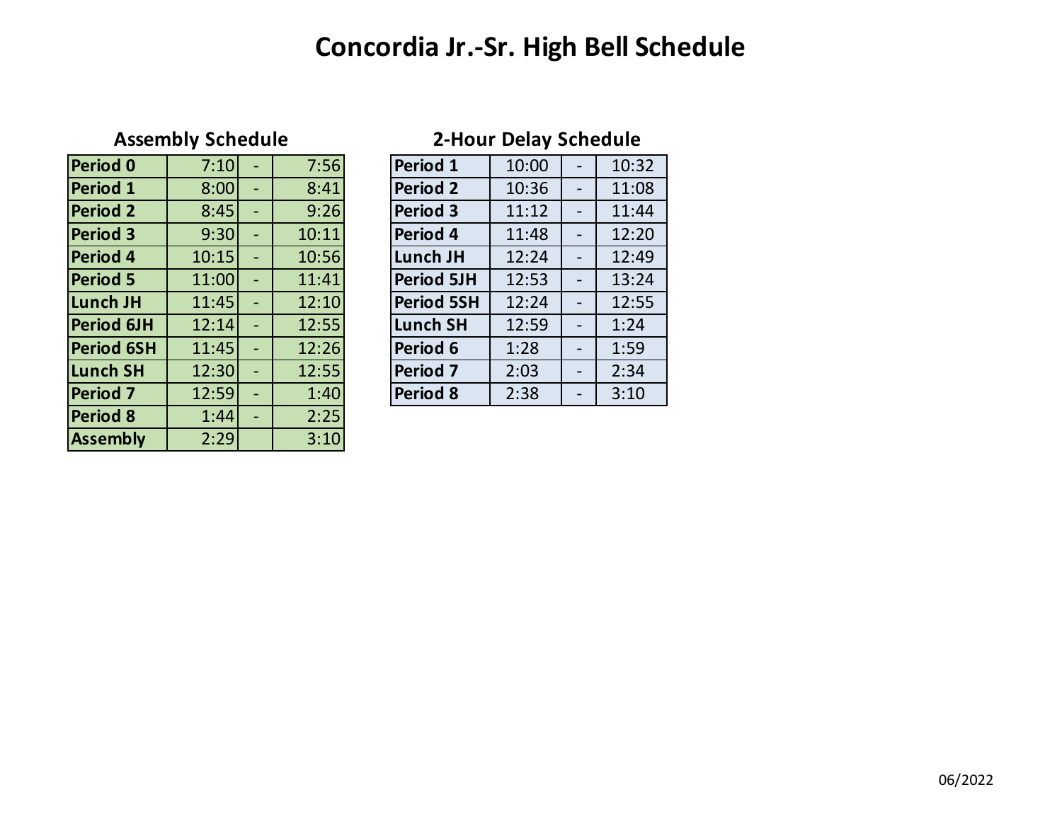# Concordia Jr.-Sr. High Bell Schedule

### Assembly Schedule

| | | | |
|---|---|---|---|
| **Period 0** | 7:10 | - | 7:56 |
| **Period 1** | 8:00 | - | 8:41 |
| **Period 2** | 8:45 | - | 9:26 |
| **Period 3** | 9:30 | - | 10:11 |
| **Period 4** | 10:15 | - | 10:56 |
| **Period 5** | 11:00 | - | 11:41 |
| **Lunch JH** | 11:45 | - | 12:10 |
| **Period 6JH** | 12:14 | - | 12:55 |
| **Period 6SH** | 11:45 | - | 12:26 |
| **Lunch SH** | 12:30 | - | 12:55 |
| **Period 7** | 12:59 | - | 1:40 |
| **Period 8** | 1:44 | - | 2:25 |
| **Assembly** | 2:29 | | 3:10 |

### 2-Hour Delay Schedule

| | | | |
|---|---|---|---|
| **Period 1** | 10:00 | - | 10:32 |
| **Period 2** | 10:36 | - | 11:08 |
| **Period 3** | 11:12 | - | 11:44 |
| **Period 4** | 11:48 | - | 12:20 |
| **Lunch JH** | 12:24 | - | 12:49 |
| **Period 5JH** | 12:53 | - | 13:24 |
| **Period 5SH** | 12:24 | - | 12:55 |
| **Lunch SH** | 12:59 | - | 1:24 |
| **Period 6** | 1:28 | - | 1:59 |
| **Period 7** | 2:03 | - | 2:34 |
| **Period 8** | 2:38 | - | 3:10 |

06/2022